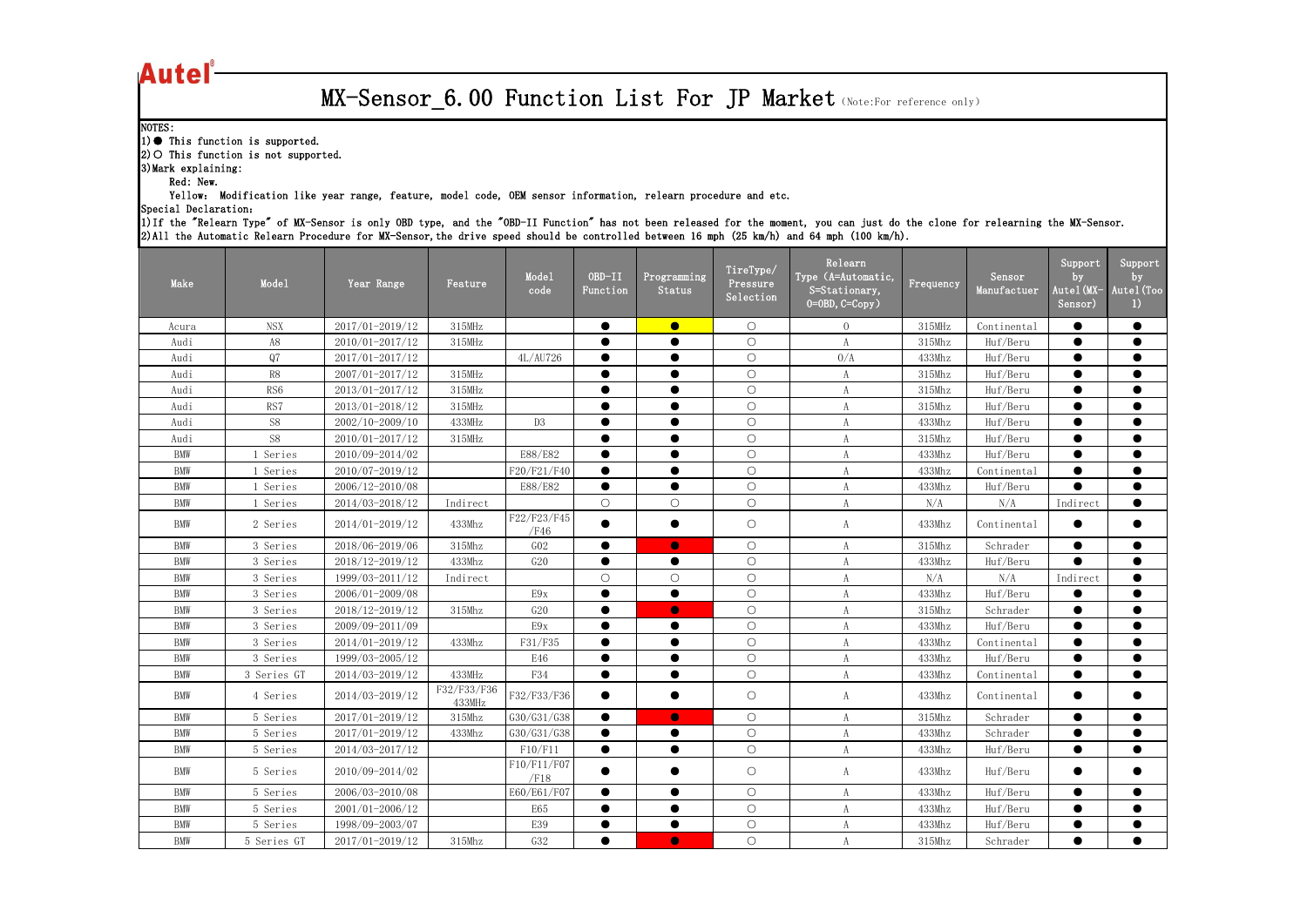Autel®

# MX-Sensor_6.00 Function List For JP Market (Note:For reference only)

NOTES:

1)● This function is supported.

2)○ This function is not supported.

3)Mark explaining:

Red: New.

Yellow: Modification like year range, feature, model code, OEM sensor information, relearn procedure and etc.

Special Declaration:

1)If the "Relearn Type" of MX-Sensor is only OBD type, and the "OBD-II Function" has not been released for the moment, you can just do the clone for relearning the MX-Sensor.

2)All the Automatic Relearn Procedure for MX-Sensor,the drive speed should be controlled between 16 mph (25 km/h) and 64 mph (100 km/h).

| Make | Model | Year Range | Feature | Model code | OBD-II Function | Programming Status | TireType/ Pressure Selection | Relearn Type (A=Automatic, S=Stationary, O=OBD, C=Copy) | Frequency | Sensor Manufactuer | Support by Autel(MX-Sensor) | Support by Autel(Tool) |
|---|---|---|---|---|---|---|---|---|---|---|---|---|
| Acura | NSX | 2017/01-2019/12 | 315MHz | | ● | ● | ○ | O | 315MHz | Continental | ● | ● |
| Audi | A8 | 2010/01-2017/12 | 315MHz | | ● | ● | ○ | A | 315Mhz | Huf/Beru | ● | ● |
| Audi | Q7 | 2017/01-2017/12 | | 4L/AU726 | ● | ● | ○ | O/A | 433Mhz | Huf/Beru | ● | ● |
| Audi | R8 | 2007/01-2017/12 | 315MHz | | ● | ● | ○ | A | 315Mhz | Huf/Beru | ● | ● |
| Audi | RS6 | 2013/01-2017/12 | 315MHz | | ● | ● | ○ | A | 315Mhz | Huf/Beru | ● | ● |
| Audi | RS7 | 2013/01-2018/12 | 315MHz | | ● | ● | ○ | A | 315Mhz | Huf/Beru | ● | ● |
| Audi | S8 | 2002/10-2009/10 | 433MHz | D3 | ● | ● | ○ | A | 433Mhz | Huf/Beru | ● | ● |
| Audi | S8 | 2010/01-2017/12 | 315MHz | | ● | ● | ○ | A | 315Mhz | Huf/Beru | ● | ● |
| BMW | 1 Series | 2010/09-2014/02 | | E88/E82 | ● | ● | ○ | A | 433Mhz | Huf/Beru | ● | ● |
| BMW | 1 Series | 2010/07-2019/12 | | F20/F21/F40 | ● | ● | ○ | A | 433Mhz | Continental | ● | ● |
| BMW | 1 Series | 2006/12-2010/08 | | E88/E82 | ● | ● | ○ | A | 433Mhz | Huf/Beru | ● | ● |
| BMW | 1 Series | 2014/03-2018/12 | Indirect | | ○ | ○ | ○ | A | N/A | N/A | Indirect | ● |
| BMW | 2 Series | 2014/01-2019/12 | 433Mhz | F22/F23/F45/F46 | ● | ● | ○ | A | 433Mhz | Continental | ● | ● |
| BMW | 3 Series | 2018/06-2019/06 | 315Mhz | G02 | ● | ● | ○ | A | 315Mhz | Schrader | ● | ● |
| BMW | 3 Series | 2018/12-2019/12 | 433Mhz | G20 | ● | ● | ○ | A | 433Mhz | Huf/Beru | ● | ● |
| BMW | 3 Series | 1999/03-2011/12 | Indirect | | ○ | ○ | ○ | A | N/A | N/A | Indirect | ● |
| BMW | 3 Series | 2006/01-2009/08 | | E9x | ● | ● | ○ | A | 433Mhz | Huf/Beru | ● | ● |
| BMW | 3 Series | 2018/12-2019/12 | 315Mhz | G20 | ● | ● | ○ | A | 315Mhz | Schrader | ● | ● |
| BMW | 3 Series | 2009/09-2011/09 | | E9x | ● | ● | ○ | A | 433Mhz | Huf/Beru | ● | ● |
| BMW | 3 Series | 2014/01-2019/12 | 433Mhz | F31/F35 | ● | ● | ○ | A | 433Mhz | Continental | ● | ● |
| BMW | 3 Series | 1999/03-2005/12 | | E46 | ● | ● | ○ | A | 433Mhz | Huf/Beru | ● | ● |
| BMW | 3 Series GT | 2014/03-2019/12 | 433MHz | F34 | ● | ● | ○ | A | 433Mhz | Continental | ● | ● |
| BMW | 4 Series | 2014/03-2019/12 | F32/F33/F36 433MHz | F32/F33/F36 | ● | ● | ○ | A | 433Mhz | Continental | ● | ● |
| BMW | 5 Series | 2017/01-2019/12 | 315Mhz | G30/G31/G38 | ● | ● | ○ | A | 315Mhz | Schrader | ● | ● |
| BMW | 5 Series | 2017/01-2019/12 | 433Mhz | G30/G31/G38 | ● | ● | ○ | A | 433Mhz | Schrader | ● | ● |
| BMW | 5 Series | 2014/03-2017/12 | | F10/F11 | ● | ● | ○ | A | 433Mhz | Huf/Beru | ● | ● |
| BMW | 5 Series | 2010/09-2014/02 | | F10/F11/F07/F18 | ● | ● | ○ | A | 433Mhz | Huf/Beru | ● | ● |
| BMW | 5 Series | 2006/03-2010/08 | | E60/E61/F07 | ● | ● | ○ | A | 433Mhz | Huf/Beru | ● | ● |
| BMW | 5 Series | 2001/01-2006/12 | | E65 | ● | ● | ○ | A | 433Mhz | Huf/Beru | ● | ● |
| BMW | 5 Series | 1998/09-2003/07 | | E39 | ● | ● | ○ | A | 433Mhz | Huf/Beru | ● | ● |
| BMW | 5 Series GT | 2017/01-2019/12 | 315Mhz | G32 | ● | ● | ○ | A | 315Mhz | Schrader | ● | ● |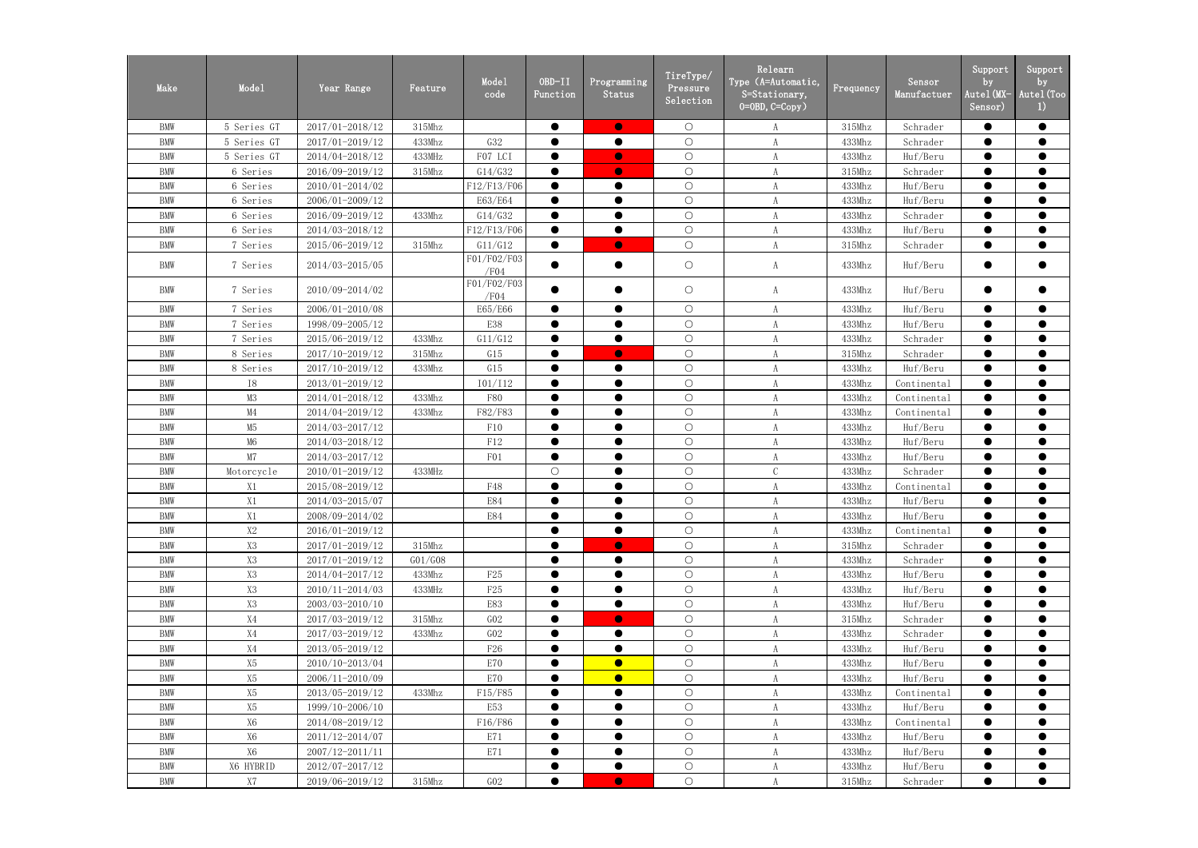| Make | Model | Year Range | Feature | Model code | OBD-II Function | Programming Status | TireType/ Pressure Selection | Relearn Type (A=Automatic, S=Stationary, O=OBD, C=Copy) | Frequency | Sensor Manufactuer | Support by Autel(MX-Sensor) | Support by Autel(Tool) |
|---|---|---|---|---|---|---|---|---|---|---|---|---|
| BMW | 5 Series GT | 2017/01-2018/12 | 315Mhz |  | ● | ● | ○ | A | 315Mhz | Schrader | ● | ● |
| BMW | 5 Series GT | 2017/01-2019/12 | 433Mhz | G32 | ● | ● | ○ | A | 433Mhz | Schrader | ● | ● |
| BMW | 5 Series GT | 2014/04-2018/12 | 433MHz | F07 LCI | ● | ● | ○ | A | 433Mhz | Huf/Beru | ● | ● |
| BMW | 6 Series | 2016/09-2019/12 | 315Mhz | G14/G32 | ● | ● | ○ | A | 315Mhz | Schrader | ● | ● |
| BMW | 6 Series | 2010/01-2014/02 |  | F12/F13/F06 | ● | ● | ○ | A | 433Mhz | Huf/Beru | ● | ● |
| BMW | 6 Series | 2006/01-2009/12 |  | E63/E64 | ● | ● | ○ | A | 433Mhz | Huf/Beru | ● | ● |
| BMW | 6 Series | 2016/09-2019/12 | 433Mhz | G14/G32 | ● | ● | ○ | A | 433Mhz | Schrader | ● | ● |
| BMW | 6 Series | 2014/03-2018/12 |  | F12/F13/F06 | ● | ● | ○ | A | 433Mhz | Huf/Beru | ● | ● |
| BMW | 7 Series | 2015/06-2019/12 | 315Mhz | G11/G12 | ● | ● | ○ | A | 315Mhz | Schrader | ● | ● |
| BMW | 7 Series | 2014/03-2015/05 |  | F01/F02/F03/F04 | ● | ● | ○ | A | 433Mhz | Huf/Beru | ● | ● |
| BMW | 7 Series | 2010/09-2014/02 |  | F01/F02/F03/F04 | ● | ● | ○ | A | 433Mhz | Huf/Beru | ● | ● |
| BMW | 7 Series | 2006/01-2010/08 |  | E65/E66 | ● | ● | ○ | A | 433Mhz | Huf/Beru | ● | ● |
| BMW | 7 Series | 1998/09-2005/12 |  | E38 | ● | ● | ○ | A | 433Mhz | Huf/Beru | ● | ● |
| BMW | 7 Series | 2015/06-2019/12 | 433Mhz | G11/G12 | ● | ● | ○ | A | 433Mhz | Schrader | ● | ● |
| BMW | 8 Series | 2017/10-2019/12 | 315Mhz | G15 | ● | ● | ○ | A | 315Mhz | Schrader | ● | ● |
| BMW | 8 Series | 2017/10-2019/12 | 433Mhz | G15 | ● | ● | ○ | A | 433Mhz | Huf/Beru | ● | ● |
| BMW | I8 | 2013/01-2019/12 |  | I01/I12 | ● | ● | ○ | A | 433Mhz | Continental | ● | ● |
| BMW | M3 | 2014/01-2018/12 | 433Mhz | F80 | ● | ● | ○ | A | 433Mhz | Continental | ● | ● |
| BMW | M4 | 2014/04-2019/12 | 433Mhz | F82/F83 | ● | ● | ○ | A | 433Mhz | Continental | ● | ● |
| BMW | M5 | 2014/03-2017/12 |  | F10 | ● | ● | ○ | A | 433Mhz | Huf/Beru | ● | ● |
| BMW | M6 | 2014/03-2018/12 |  | F12 | ● | ● | ○ | A | 433Mhz | Huf/Beru | ● | ● |
| BMW | M7 | 2014/03-2017/12 |  | F01 | ● | ● | ○ | A | 433Mhz | Huf/Beru | ● | ● |
| BMW | Motorcycle | 2010/01-2019/12 | 433MHz |  | ○ | ● | ○ | C | 433Mhz | Schrader | ● | ● |
| BMW | X1 | 2015/08-2019/12 |  | F48 | ● | ● | ○ | A | 433Mhz | Continental | ● | ● |
| BMW | X1 | 2014/03-2015/07 |  | E84 | ● | ● | ○ | A | 433Mhz | Huf/Beru | ● | ● |
| BMW | X1 | 2008/09-2014/02 |  | E84 | ● | ● | ○ | A | 433Mhz | Huf/Beru | ● | ● |
| BMW | X2 | 2016/01-2019/12 |  |  | ● | ● | ○ | A | 433Mhz | Continental | ● | ● |
| BMW | X3 | 2017/01-2019/12 | 315Mhz |  | ● | ● | ○ | A | 315Mhz | Schrader | ● | ● |
| BMW | X3 | 2017/01-2019/12 | G01/G08 |  | ● | ● | ○ | A | 433Mhz | Schrader | ● | ● |
| BMW | X3 | 2014/04-2017/12 | 433Mhz | F25 | ● | ● | ○ | A | 433Mhz | Huf/Beru | ● | ● |
| BMW | X3 | 2010/11-2014/03 | 433MHz | F25 | ● | ● | ○ | A | 433Mhz | Huf/Beru | ● | ● |
| BMW | X3 | 2003/03-2010/10 |  | E83 | ● | ● | ○ | A | 433Mhz | Huf/Beru | ● | ● |
| BMW | X4 | 2017/03-2019/12 | 315Mhz | G02 | ● | ● | ○ | A | 315Mhz | Schrader | ● | ● |
| BMW | X4 | 2017/03-2019/12 | 433Mhz | G02 | ● | ● | ○ | A | 433Mhz | Schrader | ● | ● |
| BMW | X4 | 2013/05-2019/12 |  | F26 | ● | ● | ○ | A | 433Mhz | Huf/Beru | ● | ● |
| BMW | X5 | 2010/10-2013/04 |  | E70 | ● | ● | ○ | A | 433Mhz | Huf/Beru | ● | ● |
| BMW | X5 | 2006/11-2010/09 |  | E70 | ● | ● | ○ | A | 433Mhz | Huf/Beru | ● | ● |
| BMW | X5 | 2013/05-2019/12 | 433Mhz | F15/F85 | ● | ● | ○ | A | 433Mhz | Continental | ● | ● |
| BMW | X5 | 1999/10-2006/10 |  | E53 | ● | ● | ○ | A | 433Mhz | Huf/Beru | ● | ● |
| BMW | X6 | 2014/08-2019/12 |  | F16/F86 | ● | ● | ○ | A | 433Mhz | Continental | ● | ● |
| BMW | X6 | 2011/12-2014/07 |  | E71 | ● | ● | ○ | A | 433Mhz | Huf/Beru | ● | ● |
| BMW | X6 | 2007/12-2011/11 |  | E71 | ● | ● | ○ | A | 433Mhz | Huf/Beru | ● | ● |
| BMW | X6 HYBRID | 2012/07-2017/12 |  |  | ● | ● | ○ | A | 433Mhz | Huf/Beru | ● | ● |
| BMW | X7 | 2019/06-2019/12 | 315Mhz | G02 | ● | ● | ○ | A | 315Mhz | Schrader | ● | ● |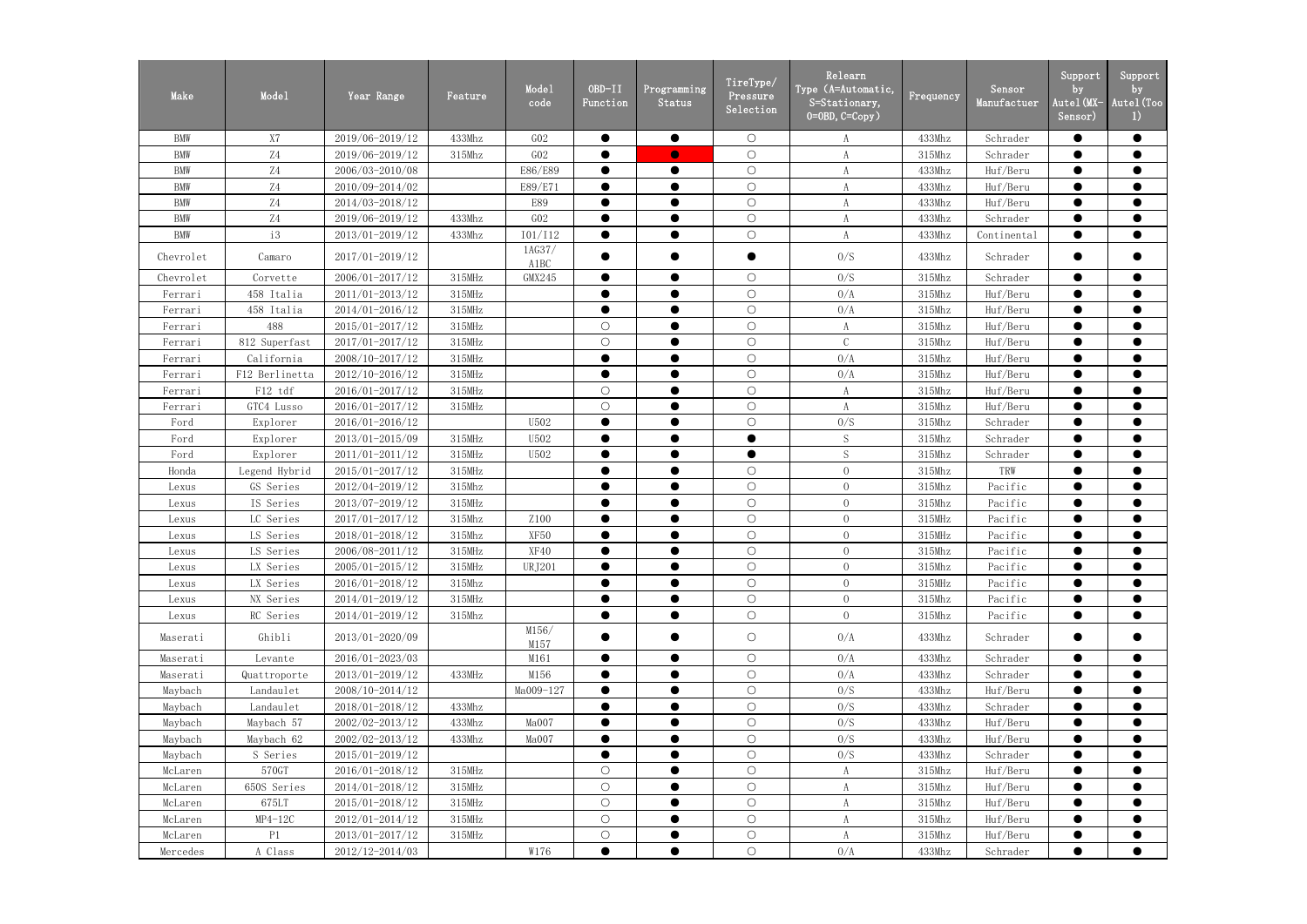| Make | Model | Year Range | Feature | Model code | OBD-II Function | Programming Status | TireType/ Pressure Selection | Relearn Type (A=Automatic, S=Stationary, O=OBD, C=Copy) | Frequency | Sensor Manufactuer | Support by Autel(MX-Sensor) | Support by Autel(Tool) |
|---|---|---|---|---|---|---|---|---|---|---|---|---|
| BMW | X7 | 2019/06-2019/12 | 433Mhz | G02 | ● | ● | ○ | A | 433Mhz | Schrader | ● | ● |
| BMW | Z4 | 2019/06-2019/12 | 315Mhz | G02 | ● | ● | ○ | A | 315Mhz | Schrader | ● | ● |
| BMW | Z4 | 2006/03-2010/08 | | E86/E89 | ● | ● | ○ | A | 433Mhz | Huf/Beru | ● | ● |
| BMW | Z4 | 2010/09-2014/02 | | E89/E71 | ● | ● | ○ | A | 433Mhz | Huf/Beru | ● | ● |
| BMW | Z4 | 2014/03-2018/12 | | E89 | ● | ● | ○ | A | 433Mhz | Huf/Beru | ● | ● |
| BMW | Z4 | 2019/06-2019/12 | 433Mhz | G02 | ● | ● | ○ | A | 433Mhz | Schrader | ● | ● |
| BMW | i3 | 2013/01-2019/12 | 433Mhz | I01/I12 | ● | ● | ○ | A | 433Mhz | Continental | ● | ● |
| Chevrolet | Camaro | 2017/01-2019/12 | | 1AG37/ A1BC | ● | ● | ● | O/S | 433Mhz | Schrader | ● | ● |
| Chevrolet | Corvette | 2006/01-2017/12 | 315MHz | GMX245 | ● | ● | ○ | O/S | 315Mhz | Schrader | ● | ● |
| Ferrari | 458 Italia | 2011/01-2013/12 | 315MHz | | ● | ● | ○ | O/A | 315Mhz | Huf/Beru | ● | ● |
| Ferrari | 458 Italia | 2014/01-2016/12 | 315MHz | | ● | ● | ○ | O/A | 315Mhz | Huf/Beru | ● | ● |
| Ferrari | 488 | 2015/01-2017/12 | 315MHz | | ○ | ● | ○ | A | 315Mhz | Huf/Beru | ● | ● |
| Ferrari | 812 Superfast | 2017/01-2017/12 | 315MHz | | ○ | ● | ○ | C | 315Mhz | Huf/Beru | ● | ● |
| Ferrari | California | 2008/10-2017/12 | 315MHz | | ● | ● | ○ | O/A | 315Mhz | Huf/Beru | ● | ● |
| Ferrari | F12 Berlinetta | 2012/10-2016/12 | 315MHz | | ● | ● | ○ | O/A | 315Mhz | Huf/Beru | ● | ● |
| Ferrari | F12 tdf | 2016/01-2017/12 | 315MHz | | ○ | ● | ○ | A | 315Mhz | Huf/Beru | ● | ● |
| Ferrari | GTC4 Lusso | 2016/01-2017/12 | 315MHz | | ○ | ● | ○ | A | 315Mhz | Huf/Beru | ● | ● |
| Ford | Explorer | 2016/01-2016/12 | | U502 | ● | ● | ○ | O/S | 315Mhz | Schrader | ● | ● |
| Ford | Explorer | 2013/01-2015/09 | 315MHz | U502 | ● | ● | ● | S | 315Mhz | Schrader | ● | ● |
| Ford | Explorer | 2011/01-2011/12 | 315MHz | U502 | ● | ● | ● | S | 315Mhz | Schrader | ● | ● |
| Honda | Legend Hybrid | 2015/01-2017/12 | 315MHz | | ● | ● | ○ | O | 315Mhz | TRW | ● | ● |
| Lexus | GS Series | 2012/04-2019/12 | 315Mhz | | ● | ● | ○ | O | 315Mhz | Pacific | ● | ● |
| Lexus | IS Series | 2013/07-2019/12 | 315MHz | | ● | ● | ○ | O | 315Mhz | Pacific | ● | ● |
| Lexus | LC Series | 2017/01-2019/12 | 315Mhz | Z100 | ● | ● | ○ | O | 315MHz | Pacific | ● | ● |
| Lexus | LS Series | 2018/01-2018/12 | 315Mhz | XF50 | ● | ● | ○ | O | 315MHz | Pacific | ● | ● |
| Lexus | LS Series | 2006/08-2011/12 | 315MHz | XF40 | ● | ● | ○ | O | 315Mhz | Pacific | ● | ● |
| Lexus | LX Series | 2005/01-2015/12 | 315MHz | URJ201 | ● | ● | ○ | O | 315Mhz | Pacific | ● | ● |
| Lexus | LX Series | 2016/01-2018/12 | 315Mhz | | ● | ● | ○ | O | 315MHz | Pacific | ● | ● |
| Lexus | NX Series | 2014/01-2019/12 | 315MHz | | ● | ● | ○ | O | 315Mhz | Pacific | ● | ● |
| Lexus | RC Series | 2014/01-2019/12 | 315Mhz | | ● | ● | ○ | O | 315Mhz | Pacific | ● | ● |
| Maserati | Ghibli | 2013/01-2020/09 | | M156/ M157 | ● | ● | ○ | O/A | 433Mhz | Schrader | ● | ● |
| Maserati | Levante | 2016/01-2023/03 | | M161 | ● | ● | ○ | O/A | 433Mhz | Schrader | ● | ● |
| Maserati | Quattroporte | 2013/01-2019/12 | 433MHz | M156 | ● | ● | ○ | O/A | 433Mhz | Schrader | ● | ● |
| Maybach | Landaulet | 2008/10-2014/12 | | Ma009-127 | ● | ● | ○ | O/S | 433Mhz | Huf/Beru | ● | ● |
| Maybach | Landaulet | 2018/01-2018/12 | 433Mhz | | ● | ● | ○ | O/S | 433Mhz | Schrader | ● | ● |
| Maybach | Maybach 57 | 2002/02-2013/12 | 433Mhz | Ma007 | ● | ● | ○ | O/S | 433Mhz | Huf/Beru | ● | ● |
| Maybach | Maybach 62 | 2002/02-2013/12 | 433Mhz | Ma007 | ● | ● | ○ | O/S | 433Mhz | Huf/Beru | ● | ● |
| Maybach | S Series | 2015/01-2019/12 | | | ● | ● | ○ | O/S | 433Mhz | Schrader | ● | ● |
| McLaren | 570GT | 2016/01-2018/12 | 315MHz | | ○ | ● | ○ | A | 315Mhz | Huf/Beru | ● | ● |
| McLaren | 650S Series | 2014/01-2018/12 | 315MHz | | ○ | ● | ○ | A | 315Mhz | Huf/Beru | ● | ● |
| McLaren | 675LT | 2015/01-2018/12 | 315MHz | | ○ | ● | ○ | A | 315Mhz | Huf/Beru | ● | ● |
| McLaren | MP4-12C | 2012/01-2014/12 | 315MHz | | ○ | ● | ○ | A | 315Mhz | Huf/Beru | ● | ● |
| McLaren | P1 | 2013/01-2017/12 | 315MHz | | ○ | ● | ○ | A | 315Mhz | Huf/Beru | ● | ● |
| Mercedes | A Class | 2012/12-2014/03 | | W176 | ● | ● | ○ | O/A | 433Mhz | Schrader | ● | ● |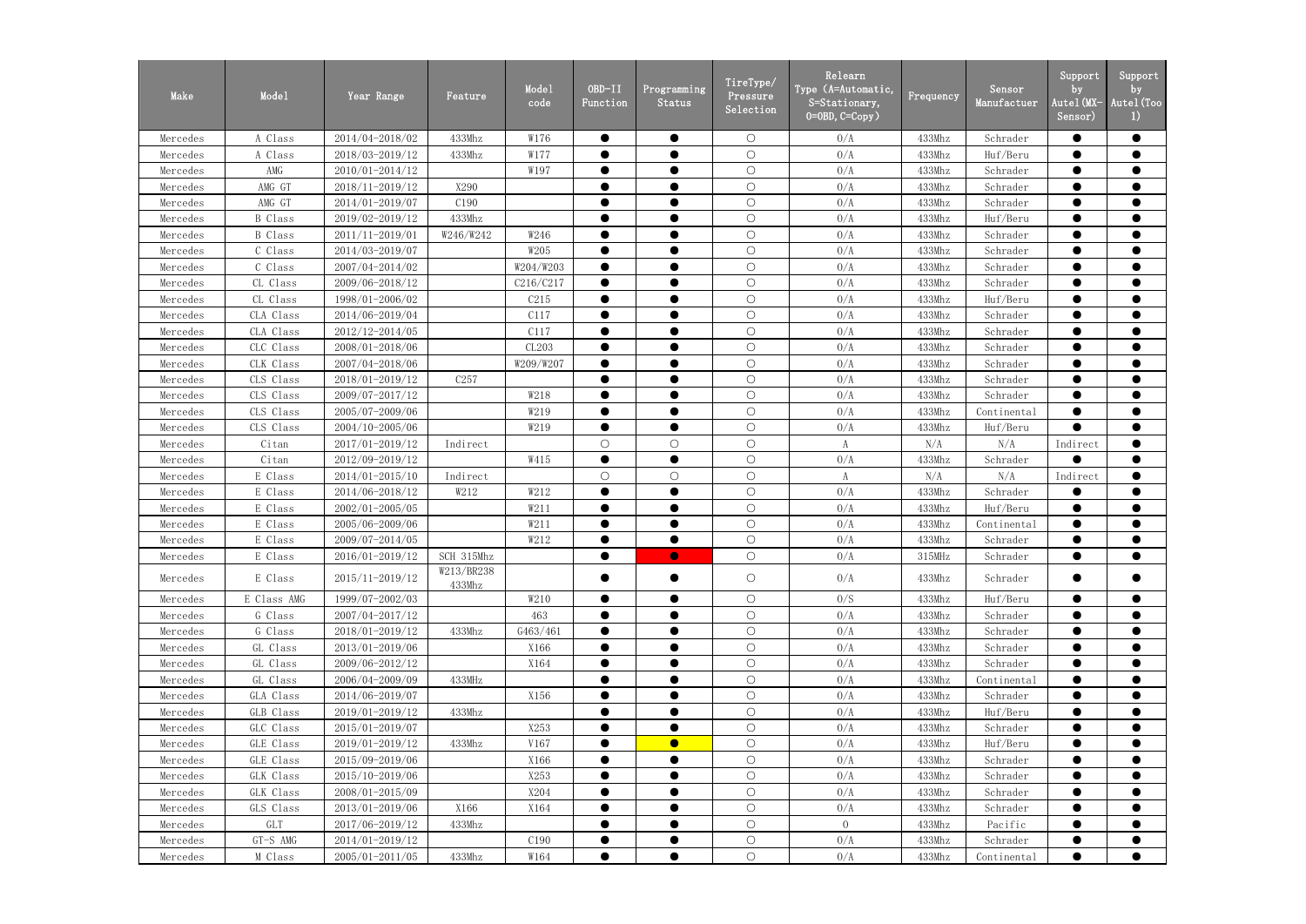| Make | Model | Year Range | Feature | Model code | OBD-II Function | Programming Status | TireType/ Pressure Selection | Relearn Type (A=Automatic, S=Stationary, O=OBD, C=Copy) | Frequency | Sensor Manufactuer | Support by Autel(MX-Sensor) | Support by Autel(Tool) |
|---|---|---|---|---|---|---|---|---|---|---|---|---|
| Mercedes | A Class | 2014/04-2018/02 | 433Mhz | W176 | ● | ● | ○ | O/A | 433Mhz | Schrader | ● | ● |
| Mercedes | A Class | 2018/03-2019/12 | 433Mhz | W177 | ● | ● | ○ | O/A | 433Mhz | Huf/Beru | ● | ● |
| Mercedes | AMG | 2010/01-2014/12 | | W197 | ● | ● | ○ | O/A | 433Mhz | Schrader | ● | ● |
| Mercedes | AMG GT | 2018/11-2019/12 | X290 | | ● | ● | ○ | O/A | 433Mhz | Schrader | ● | ● |
| Mercedes | AMG GT | 2014/01-2019/07 | C190 | | ● | ● | ○ | O/A | 433Mhz | Schrader | ● | ● |
| Mercedes | B Class | 2019/02-2019/12 | 433Mhz | | ● | ● | ○ | O/A | 433Mhz | Huf/Beru | ● | ● |
| Mercedes | B Class | 2011/11-2019/01 | W246/W242 | W246 | ● | ● | ○ | O/A | 433Mhz | Schrader | ● | ● |
| Mercedes | C Class | 2014/03-2019/07 | | W205 | ● | ● | ○ | O/A | 433Mhz | Schrader | ● | ● |
| Mercedes | C Class | 2007/04-2014/02 | | W204/W203 | ● | ● | ○ | O/A | 433Mhz | Schrader | ● | ● |
| Mercedes | CL Class | 2009/06-2018/12 | | C216/C217 | ● | ● | ○ | O/A | 433Mhz | Schrader | ● | ● |
| Mercedes | CL Class | 1998/01-2006/02 | | C215 | ● | ● | ○ | O/A | 433Mhz | Huf/Beru | ● | ● |
| Mercedes | CLA Class | 2014/06-2019/04 | | C117 | ● | ● | ○ | O/A | 433Mhz | Schrader | ● | ● |
| Mercedes | CLA Class | 2012/12-2014/05 | | C117 | ● | ● | ○ | O/A | 433Mhz | Schrader | ● | ● |
| Mercedes | CLC Class | 2008/01-2018/06 | | CL203 | ● | ● | ○ | O/A | 433Mhz | Schrader | ● | ● |
| Mercedes | CLK Class | 2007/04-2018/06 | | W209/W207 | ● | ● | ○ | O/A | 433Mhz | Schrader | ● | ● |
| Mercedes | CLS Class | 2018/01-2019/12 | C257 | | ● | ● | ○ | O/A | 433Mhz | Schrader | ● | ● |
| Mercedes | CLS Class | 2009/07-2017/12 | | W218 | ● | ● | ○ | O/A | 433Mhz | Schrader | ● | ● |
| Mercedes | CLS Class | 2005/07-2009/06 | | W219 | ● | ● | ○ | O/A | 433Mhz | Continental | ● | ● |
| Mercedes | CLS Class | 2004/10-2005/06 | | W219 | ● | ● | ○ | O/A | 433Mhz | Huf/Beru | ● | ● |
| Mercedes | Citan | 2017/01-2019/12 | Indirect | | ○ | ○ | ○ | A | N/A | N/A | Indirect | ● |
| Mercedes | Citan | 2012/09-2019/12 | | W415 | ● | ● | ○ | O/A | 433Mhz | Schrader | ● | ● |
| Mercedes | E Class | 2014/01-2015/10 | Indirect | | ○ | ○ | ○ | A | N/A | N/A | Indirect | ● |
| Mercedes | E Class | 2014/06-2018/12 | W212 | W212 | ● | ● | ○ | O/A | 433Mhz | Schrader | ● | ● |
| Mercedes | E Class | 2002/01-2005/05 | | W211 | ● | ● | ○ | O/A | 433Mhz | Huf/Beru | ● | ● |
| Mercedes | E Class | 2005/06-2009/06 | | W211 | ● | ● | ○ | O/A | 433Mhz | Continental | ● | ● |
| Mercedes | E Class | 2009/07-2014/05 | | W212 | ● | ● | ○ | O/A | 433Mhz | Schrader | ● | ● |
| Mercedes | E Class | 2016/01-2019/12 | SCH 315Mhz | | ● | ● | ○ | O/A | 315MHz | Schrader | ● | ● |
| Mercedes | E Class | 2015/11-2019/12 | W213/BR238 433Mhz | | ● | ● | ○ | O/A | 433Mhz | Schrader | ● | ● |
| Mercedes | E Class AMG | 1999/07-2002/03 | | W210 | ● | ● | ○ | O/S | 433Mhz | Huf/Beru | ● | ● |
| Mercedes | G Class | 2007/04-2017/12 | | 463 | ● | ● | ○ | O/A | 433Mhz | Schrader | ● | ● |
| Mercedes | G Class | 2018/01-2019/12 | 433Mhz | G463/461 | ● | ● | ○ | O/A | 433Mhz | Schrader | ● | ● |
| Mercedes | GL Class | 2013/01-2019/06 | | X166 | ● | ● | ○ | O/A | 433Mhz | Schrader | ● | ● |
| Mercedes | GL Class | 2009/06-2012/12 | | X164 | ● | ● | ○ | O/A | 433Mhz | Schrader | ● | ● |
| Mercedes | GL Class | 2006/04-2009/09 | 433MHz | | ● | ● | ○ | O/A | 433Mhz | Continental | ● | ● |
| Mercedes | GLA Class | 2014/06-2019/07 | | X156 | ● | ● | ○ | O/A | 433Mhz | Schrader | ● | ● |
| Mercedes | GLB Class | 2019/01-2019/12 | 433Mhz | | ● | ● | ○ | O/A | 433Mhz | Huf/Beru | ● | ● |
| Mercedes | GLC Class | 2015/01-2019/07 | | X253 | ● | ● | ○ | O/A | 433Mhz | Schrader | ● | ● |
| Mercedes | GLE Class | 2019/01-2019/12 | 433Mhz | V167 | ● | ● | ○ | O/A | 433Mhz | Huf/Beru | ● | ● |
| Mercedes | GLE Class | 2015/09-2019/06 | | X166 | ● | ● | ○ | O/A | 433Mhz | Schrader | ● | ● |
| Mercedes | GLK Class | 2015/10-2019/06 | | X253 | ● | ● | ○ | O/A | 433Mhz | Schrader | ● | ● |
| Mercedes | GLK Class | 2008/01-2015/09 | | X204 | ● | ● | ○ | O/A | 433Mhz | Schrader | ● | ● |
| Mercedes | GLS Class | 2013/01-2019/06 | X166 | X164 | ● | ● | ○ | O/A | 433Mhz | Schrader | ● | ● |
| Mercedes | GLT | 2017/06-2019/12 | 433Mhz | | ● | ● | ○ | O | 433Mhz | Pacific | ● | ● |
| Mercedes | GT-S AMG | 2014/01-2019/12 | | C190 | ● | ● | ○ | O/A | 433Mhz | Schrader | ● | ● |
| Mercedes | M Class | 2005/01-2011/05 | 433Mhz | W164 | ● | ● | ○ | O/A | 433Mhz | Continental | ● | ● |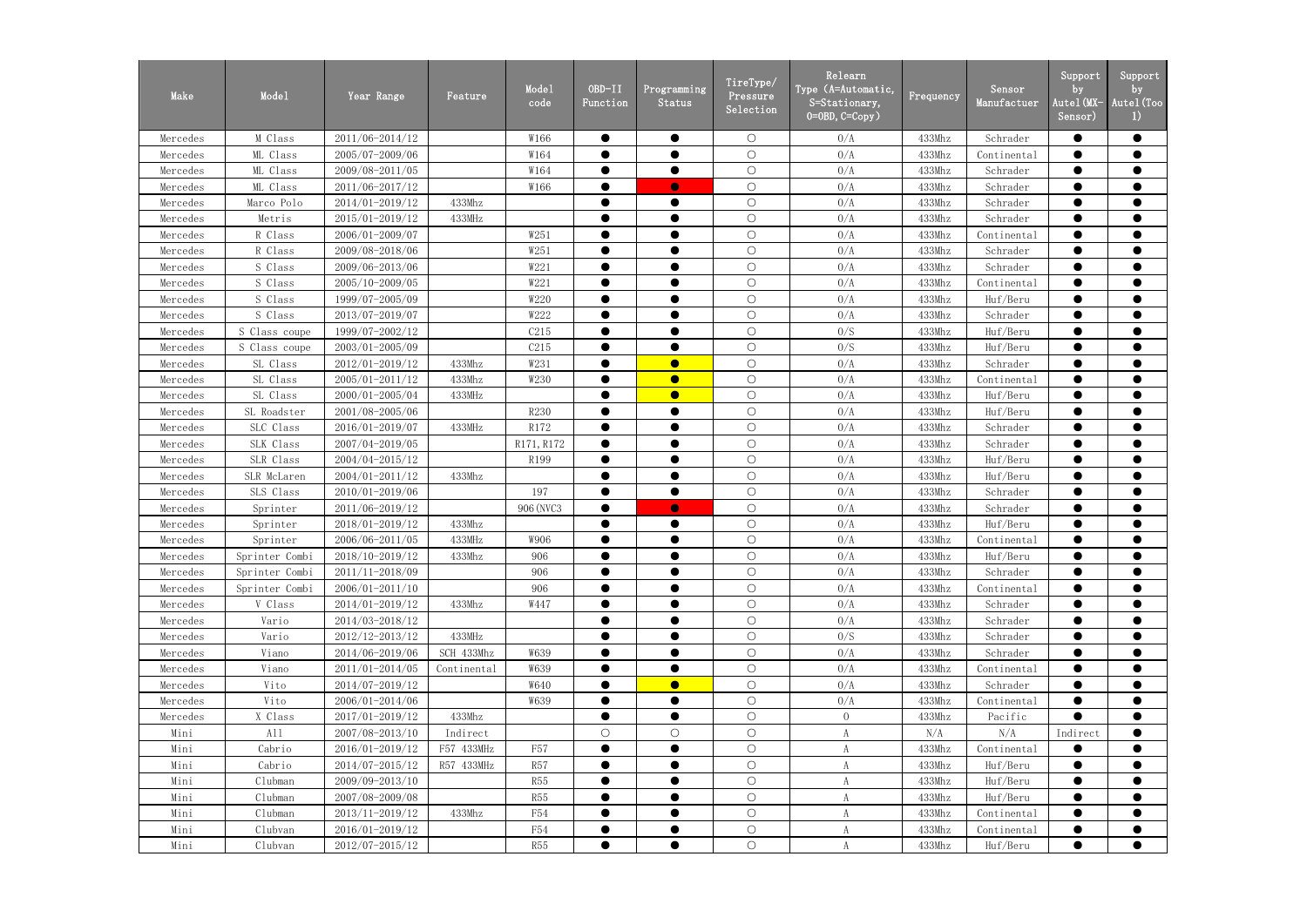| Make | Model | Year Range | Feature | Model code | OBD-II Function | Programming Status | TireType/ Pressure Selection | Relearn Type (A=Automatic, S=Stationary, O=OBD, C=Copy) | Frequency | Sensor Manufactuer | Support by Autel(MX-Sensor) | Support by Autel(Tool) |
|---|---|---|---|---|---|---|---|---|---|---|---|---|
| Mercedes | M Class | 2011/06-2014/12 | | W166 | ● | ● | ○ | O/A | 433Mhz | Schrader | ● | ● |
| Mercedes | ML Class | 2005/07-2009/06 | | W164 | ● | ● | ○ | O/A | 433Mhz | Continental | ● | ● |
| Mercedes | ML Class | 2009/08-2011/05 | | W164 | ● | ● | ○ | O/A | 433Mhz | Schrader | ● | ● |
| Mercedes | ML Class | 2011/06-2017/12 | | W166 | ● | ● | ○ | O/A | 433Mhz | Schrader | ● | ● |
| Mercedes | Marco Polo | 2014/01-2019/12 | 433Mhz | | ● | ● | ○ | O/A | 433Mhz | Schrader | ● | ● |
| Mercedes | Metris | 2015/01-2019/12 | 433MHz | | ● | ● | ○ | O/A | 433Mhz | Schrader | ● | ● |
| Mercedes | R Class | 2006/01-2009/07 | | W251 | ● | ● | ○ | O/A | 433Mhz | Continental | ● | ● |
| Mercedes | R Class | 2009/08-2018/06 | | W251 | ● | ● | ○ | O/A | 433Mhz | Schrader | ● | ● |
| Mercedes | S Class | 2009/06-2013/06 | | W221 | ● | ● | ○ | O/A | 433Mhz | Schrader | ● | ● |
| Mercedes | S Class | 2005/10-2009/05 | | W221 | ● | ● | ○ | O/A | 433Mhz | Continental | ● | ● |
| Mercedes | S Class | 1999/07-2005/09 | | W220 | ● | ● | ○ | O/A | 433Mhz | Huf/Beru | ● | ● |
| Mercedes | S Class | 2013/07-2019/07 | | W222 | ● | ● | ○ | O/A | 433Mhz | Schrader | ● | ● |
| Mercedes | S Class coupe | 1999/07-2002/12 | | C215 | ● | ● | ○ | O/S | 433Mhz | Huf/Beru | ● | ● |
| Mercedes | S Class coupe | 2003/01-2005/09 | | C215 | ● | ● | ○ | O/S | 433Mhz | Huf/Beru | ● | ● |
| Mercedes | SL Class | 2012/01-2019/12 | 433Mhz | W231 | ● | ● | ○ | O/A | 433Mhz | Schrader | ● | ● |
| Mercedes | SL Class | 2005/01-2011/12 | 433Mhz | W230 | ● | ● | ○ | O/A | 433Mhz | Continental | ● | ● |
| Mercedes | SL Class | 2000/01-2005/04 | 433MHz | | ● | ● | ○ | O/A | 433Mhz | Huf/Beru | ● | ● |
| Mercedes | SL Roadster | 2001/08-2005/06 | | R230 | ● | ● | ○ | O/A | 433Mhz | Huf/Beru | ● | ● |
| Mercedes | SLC Class | 2016/01-2019/07 | 433MHz | R172 | ● | ● | ○ | O/A | 433Mhz | Schrader | ● | ● |
| Mercedes | SLK Class | 2007/04-2019/05 | | R171, R172 | ● | ● | ○ | O/A | 433Mhz | Schrader | ● | ● |
| Mercedes | SLR Class | 2004/04-2015/12 | | R199 | ● | ● | ○ | O/A | 433Mhz | Huf/Beru | ● | ● |
| Mercedes | SLR McLaren | 2004/01-2011/12 | 433Mhz | | ● | ● | ○ | O/A | 433Mhz | Huf/Beru | ● | ● |
| Mercedes | SLS Class | 2010/01-2019/06 | | 197 | ● | ● | ○ | O/A | 433Mhz | Schrader | ● | ● |
| Mercedes | Sprinter | 2011/06-2019/12 | | 906(NVC3 | ● | ● | ○ | O/A | 433Mhz | Schrader | ● | ● |
| Mercedes | Sprinter | 2018/01-2019/12 | 433Mhz | | ● | ● | ○ | O/A | 433Mhz | Huf/Beru | ● | ● |
| Mercedes | Sprinter | 2006/06-2011/05 | 433MHz | W906 | ● | ● | ○ | O/A | 433Mhz | Continental | ● | ● |
| Mercedes | Sprinter Combi | 2018/10-2019/12 | 433Mhz | 906 | ● | ● | ○ | O/A | 433Mhz | Huf/Beru | ● | ● |
| Mercedes | Sprinter Combi | 2011/11-2018/09 | | 906 | ● | ● | ○ | O/A | 433Mhz | Schrader | ● | ● |
| Mercedes | Sprinter Combi | 2006/01-2011/10 | | 906 | ● | ● | ○ | O/A | 433Mhz | Continental | ● | ● |
| Mercedes | V Class | 2014/01-2019/12 | 433Mhz | W447 | ● | ● | ○ | O/A | 433Mhz | Schrader | ● | ● |
| Mercedes | Vario | 2014/03-2018/12 | | | ● | ● | ○ | O/A | 433Mhz | Schrader | ● | ● |
| Mercedes | Vario | 2012/12-2013/12 | 433MHz | | ● | ● | ○ | O/S | 433Mhz | Schrader | ● | ● |
| Mercedes | Viano | 2014/06-2019/06 | SCH 433Mhz | W639 | ● | ● | ○ | O/A | 433Mhz | Schrader | ● | ● |
| Mercedes | Viano | 2011/01-2014/05 | Continental | W639 | ● | ● | ○ | O/A | 433Mhz | Continental | ● | ● |
| Mercedes | Vito | 2014/07-2019/12 | | W640 | ● | ● | ○ | O/A | 433Mhz | Schrader | ● | ● |
| Mercedes | Vito | 2006/01-2014/06 | | W639 | ● | ● | ○ | O/A | 433Mhz | Continental | ● | ● |
| Mercedes | X Class | 2017/01-2019/12 | 433Mhz | | ● | ● | ○ | O | 433Mhz | Pacific | ● | ● |
| Mini | All | 2007/08-2013/10 | Indirect | | ○ | ○ | ○ | A | N/A | N/A | Indirect | ● |
| Mini | Cabrio | 2016/01-2019/12 | F57 433MHz | F57 | ● | ● | ○ | A | 433Mhz | Continental | ● | ● |
| Mini | Cabrio | 2014/07-2015/12 | R57 433MHz | R57 | ● | ● | ○ | A | 433Mhz | Huf/Beru | ● | ● |
| Mini | Clubman | 2009/09-2013/10 | | R55 | ● | ● | ○ | A | 433Mhz | Huf/Beru | ● | ● |
| Mini | Clubman | 2007/08-2009/08 | | R55 | ● | ● | ○ | A | 433Mhz | Huf/Beru | ● | ● |
| Mini | Clubman | 2013/11-2019/12 | 433Mhz | F54 | ● | ● | ○ | A | 433Mhz | Continental | ● | ● |
| Mini | Clubvan | 2016/01-2019/12 | | F54 | ● | ● | ○ | A | 433Mhz | Continental | ● | ● |
| Mini | Clubvan | 2012/07-2015/12 | | R55 | ● | ● | ○ | A | 433Mhz | Huf/Beru | ● | ● |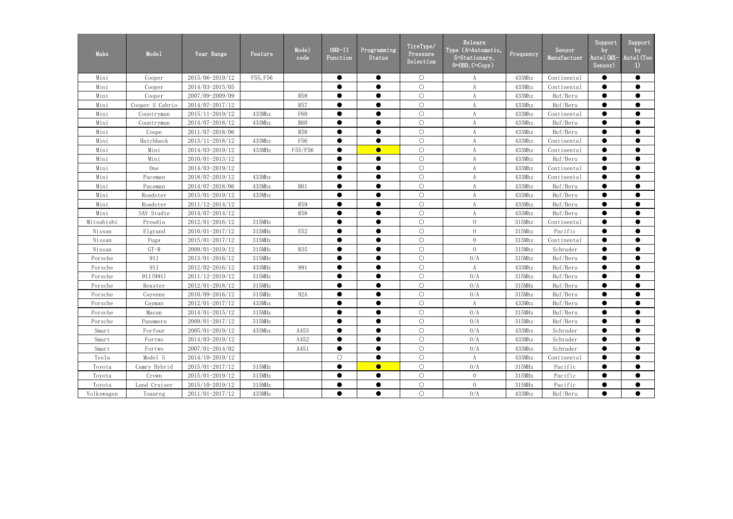| Make | Model | Year Range | Feature | Model code | OBD-II Function | Programming Status | TireType/ Pressure Selection | Relearn Type (A=Automatic, S=Stationary, O=OBD, C=Copy) | Frequency | Sensor Manufactuer | Support by Autel(MX-Sensor) | Support by Autel(Tool) |
|---|---|---|---|---|---|---|---|---|---|---|---|---|
| Mini | Cooper | 2015/06-2019/12 | F55,F56 | | ● | ● | ○ | A | 433Mhz | Continental | ● | ● |
| Mini | Cooper | 2014/03-2015/05 | | | ● | ● | ○ | A | 433Mhz | Continental | ● | ● |
| Mini | Cooper | 2007/09-2009/09 | | R58 | ● | ● | ○ | A | 433Mhz | Huf/Beru | ● | ● |
| Mini | Cooper S Cabrio | 2014/07-2017/12 | | R57 | ● | ● | ○ | A | 433Mhz | Huf/Beru | ● | ● |
| Mini | Countryman | 2015/11-2019/12 | 433Mhz | F60 | ● | ● | ○ | A | 433Mhz | Continental | ● | ● |
| Mini | Countryman | 2014/07-2018/12 | 433Mhz | R60 | ● | ● | ○ | A | 433Mhz | Huf/Beru | ● | ● |
| Mini | Coupe | 2011/07-2018/06 | | R58 | ● | ● | ○ | A | 433Mhz | Huf/Beru | ● | ● |
| Mini | Hatchback | 2013/11-2018/12 | 433Mhz | F56 | ● | ● | ○ | A | 433Mhz | Continental | ● | ● |
| Mini | Mini | 2014/03-2019/12 | 433MHz | F55/F56 | ● | ● | ○ | A | 433Mhz | Continental | ● | ● |
| Mini | Mini | 2010/01-2013/12 | | | ● | ● | ○ | A | 433Mhz | Huf/Beru | ● | ● |
| Mini | One | 2014/03-2019/12 | | | ● | ● | ○ | A | 433Mhz | Continental | ● | ● |
| Mini | Paceman | 2018/07-2019/12 | 433Mhz | | ● | ● | ○ | A | 433Mhz | Continental | ● | ● |
| Mini | Paceman | 2014/07-2018/06 | 433Mhz | R61 | ● | ● | ○ | A | 433Mhz | Huf/Beru | ● | ● |
| Mini | Roadster | 2015/01-2019/12 | 433Mhz | | ● | ● | ○ | A | 433Mhz | Huf/Beru | ● | ● |
| Mini | Roadster | 2011/12-2014/12 | | R59 | ● | ● | ○ | A | 433Mhz | Huf/Beru | ● | ● |
| Mini | SAV Studie | 2014/07-2014/12 | | R58 | ● | ● | ○ | A | 433Mhz | Huf/Beru | ● | ● |
| Mitsubishi | Proudia | 2012/01-2016/12 | 315MHz | | ● | ● | ○ | O | 315Mhz | Continental | ● | ● |
| Nissan | Elgrand | 2010/01-2017/12 | 315MHz | E52 | ● | ● | ○ | O | 315Mhz | Pacific | ● | ● |
| Nissan | Fuga | 2015/01-2017/12 | 315MHz | | ● | ● | ○ | O | 315Mhz | Continental | ● | ● |
| Nissan | GT-R | 2009/01-2019/12 | 315MHz | R35 | ● | ● | ○ | O | 315Mhz | Schrader | ● | ● |
| Porsche | 911 | 2013/01-2016/12 | 315MHz | | ● | ● | ○ | O/A | 315Mhz | Huf/Beru | ● | ● |
| Porsche | 911 | 2012/02-2016/12 | 433MHz | 991 | ● | ● | ○ | A | 433Mhz | Huf/Beru | ● | ● |
| Porsche | 911(991) | 2011/12-2019/12 | 315MHz | | ● | ● | ○ | O/A | 315Mhz | Huf/Beru | ● | ● |
| Porsche | Boxster | 2012/01-2018/12 | 315MHz | | ● | ● | ○ | O/A | 315MHz | Huf/Beru | ● | ● |
| Porsche | Cayenne | 2010/09-2016/12 | 315MHz | 92A | ● | ● | ○ | O/A | 315Mhz | Huf/Beru | ● | ● |
| Porsche | Cayman | 2012/01-2017/12 | 433MHz | | ● | ● | ○ | A | 433Mhz | Huf/Beru | ● | ● |
| Porsche | Macan | 2014/01-2015/12 | 315MHz | | ● | ● | ○ | O/A | 315MHz | Huf/Beru | ● | ● |
| Porsche | Panamera | 2009/01-2017/12 | 315MHz | | ● | ● | ○ | O/A | 315Mhz | Huf/Beru | ● | ● |
| Smart | Forfour | 2005/01-2019/12 | 433Mhz | A453 | ● | ● | ○ | O/A | 433Mhz | Schrader | ● | ● |
| Smart | Fortwo | 2014/03-2019/12 | | A452 | ● | ● | ○ | O/A | 433MHz | Schrader | ● | ● |
| Smart | Fortwo | 2007/01-2014/02 | | A451 | ● | ● | ○ | O/A | 433MHz | Schrader | ● | ● |
| Tesla | Model S | 2014/10-2019/12 | | | ○ | ● | ○ | A | 433Mhz | Continental | ● | ● |
| Toyota | Camry Hybrid | 2015/01-2017/12 | 315MHz | | ● | ● | ○ | O/A | 315MHz | Pacific | ● | ● |
| Toyota | Crown | 2015/01-2019/12 | 315MHz | | ● | ● | ○ | O | 315MHz | Pacific | ● | ● |
| Toyota | Land Cruiser | 2015/10-2019/12 | 315MHz | | ● | ● | ○ | O | 315MHz | Pacific | ● | ● |
| Volkswagen | Touareg | 2011/01-2017/12 | 433MHz | | ● | ● | ○ | O/A | 433Mhz | Huf/Beru | ● | ● |